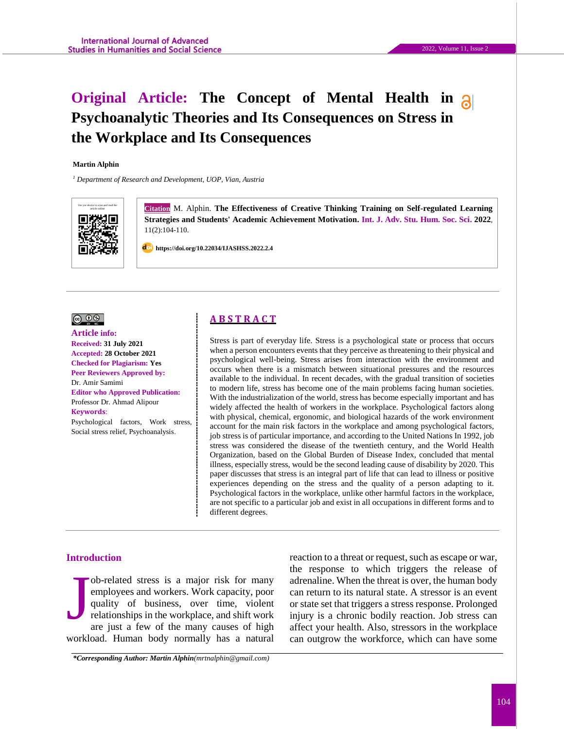# Original Article: The Concept of Mental Health in Psychoanalytic Theories and Its Consequences on Stress in the Workplace and Its Consequences

**Martin Alphin**

[1] *Department of Research and Development, UOP, Vian, Austria*

Use your device to scan and read the article online

**Citation** M. Alphin. **The Effectiveness of Creative Thinking Training on Self-regulated Learning Strategies and Students' Academic Achievement Motivation.** Int. J. Adv. Stu. Hum. Soc. Sci. **2022**, 11(2):104-110.

**https://doi.org/10.22034/IJASHSS.2022.2.4**

**Article info:**
**Received:** 31 July 2021
**Accepted:** 28 October 2021
**Checked for Plagiarism:** Yes
**Peer Reviewers Approved by:**
Dr. Amir Samimi
**Editor who Approved Publication:**
Professor Dr. Ahmad Alipour
**Keywords:**
Psychological factors, Work stress, Social stress relief, Psychoanalysis.

## ABSTRACT

Stress is part of everyday life. Stress is a psychological state or process that occurs when a person encounters events that they perceive as threatening to their physical and psychological well-being. Stress arises from interaction with the environment and occurs when there is a mismatch between situational pressures and the resources available to the individual. In recent decades, with the gradual transition of societies to modern life, stress has become one of the main problems facing human societies. With the industrialization of the world, stress has become especially important and has widely affected the health of workers in the workplace. Psychological factors along with physical, chemical, ergonomic, and biological hazards of the work environment account for the main risk factors in the workplace and among psychological factors, job stress is of particular importance, and according to the United Nations In 1992, job stress was considered the disease of the twentieth century, and the World Health Organization, based on the Global Burden of Disease Index, concluded that mental illness, especially stress, would be the second leading cause of disability by 2020. This paper discusses that stress is an integral part of life that can lead to illness or positive experiences depending on the stress and the quality of a person adapting to it. Psychological factors in the workplace, unlike other harmful factors in the workplace, are not specific to a particular job and exist in all occupations in different forms and to different degrees.

## Introduction

Job-related stress is a major risk for many employees and workers. Work capacity, poor quality of business, over time, violent relationships in the workplace, and shift work are just a few of the many causes of high workload. Human body normally has a natural reaction to a threat or request, such as escape or war, the response to which triggers the release of adrenaline. When the threat is over, the human body can return to its natural state. A stressor is an event or state set that triggers a stress response. Prolonged injury is a chronic bodily reaction. Job stress can affect your health. Also, stressors in the workplace can outgrow the workforce, which can have some

*\*Corresponding Author: Martin Alphin*(mrtnalphin@gmail.com)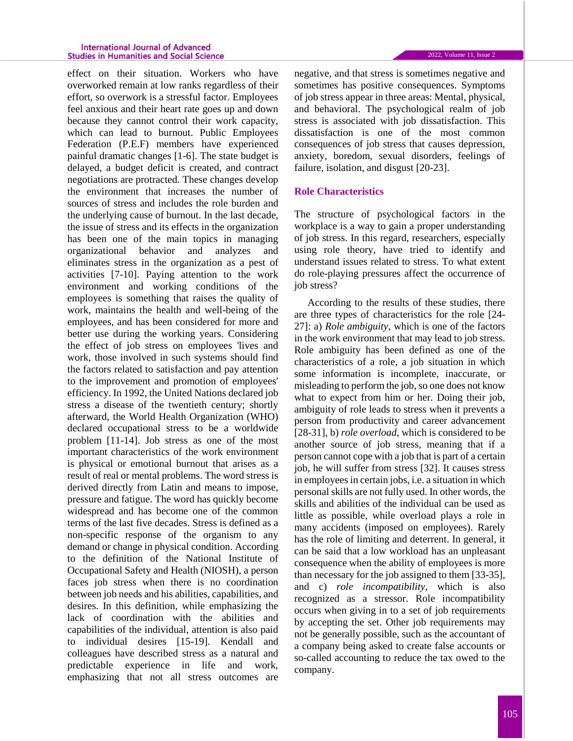effect on their situation. Workers who have overworked remain at low ranks regardless of their effort, so overwork is a stressful factor. Employees feel anxious and their heart rate goes up and down because they cannot control their work capacity, which can lead to burnout. Public Employees Federation (P.E.F) members have experienced painful dramatic changes [1-6]. The state budget is delayed, a budget deficit is created, and contract negotiations are protracted. These changes develop the environment that increases the number of sources of stress and includes the role burden and the underlying cause of burnout. In the last decade, the issue of stress and its effects in the organization has been one of the main topics in managing organizational behavior and analyzes and eliminates stress in the organization as a pest of activities [7-10]. Paying attention to the work environment and working conditions of the employees is something that raises the quality of work, maintains the health and well-being of the employees, and has been considered for more and better use during the working years. Considering the effect of job stress on employees 'lives and work, those involved in such systems should find the factors related to satisfaction and pay attention to the improvement and promotion of employees' efficiency. In 1992, the United Nations declared job stress a disease of the twentieth century; shortly afterward, the World Health Organization (WHO) declared occupational stress to be a worldwide problem [11-14]. Job stress as one of the most important characteristics of the work environment is physical or emotional burnout that arises as a result of real or mental problems. The word stress is derived directly from Latin and means to impose, pressure and fatigue. The word has quickly become widespread and has become one of the common terms of the last five decades. Stress is defined as a non-specific response of the organism to any demand or change in physical condition. According to the definition of the National Institute of Occupational Safety and Health (NIOSH), a person faces job stress when there is no coordination between job needs and his abilities, capabilities, and desires. In this definition, while emphasizing the lack of coordination with the abilities and capabilities of the individual, attention is also paid to individual desires [15-19]. Kendall and colleagues have described stress as a natural and predictable experience in life and work, emphasizing that not all stress outcomes are negative, and that stress is sometimes negative and sometimes has positive consequences. Symptoms of job stress appear in three areas: Mental, physical, and behavioral. The psychological realm of job stress is associated with job dissatisfaction. This dissatisfaction is one of the most common consequences of job stress that causes depression, anxiety, boredom, sexual disorders, feelings of failure, isolation, and disgust [20-23].

## Role Characteristics

The structure of psychological factors in the workplace is a way to gain a proper understanding of job stress. In this regard, researchers, especially using role theory, have tried to identify and understand issues related to stress. To what extent do role-playing pressures affect the occurrence of job stress?

According to the results of these studies, there are three types of characteristics for the role [24-27]: a) *Role ambiguity*, which is one of the factors in the work environment that may lead to job stress. Role ambiguity has been defined as one of the characteristics of a role, a job situation in which some information is incomplete, inaccurate, or misleading to perform the job, so one does not know what to expect from him or her. Doing their job, ambiguity of role leads to stress when it prevents a person from productivity and career advancement [28-31], b) *role overload*, which is considered to be another source of job stress, meaning that if a person cannot cope with a job that is part of a certain job, he will suffer from stress [32]. It causes stress in employees in certain jobs, i.e. a situation in which personal skills are not fully used. In other words, the skills and abilities of the individual can be used as little as possible, while overload plays a role in many accidents (imposed on employees). Rarely has the role of limiting and deterrent. In general, it can be said that a low workload has an unpleasant consequence when the ability of employees is more than necessary for the job assigned to them [33-35], and c) *role incompatibility*, which is also recognized as a stressor. Role incompatibility occurs when giving in to a set of job requirements by accepting the set. Other job requirements may not be generally possible, such as the accountant of a company being asked to create false accounts or so-called accounting to reduce the tax owed to the company.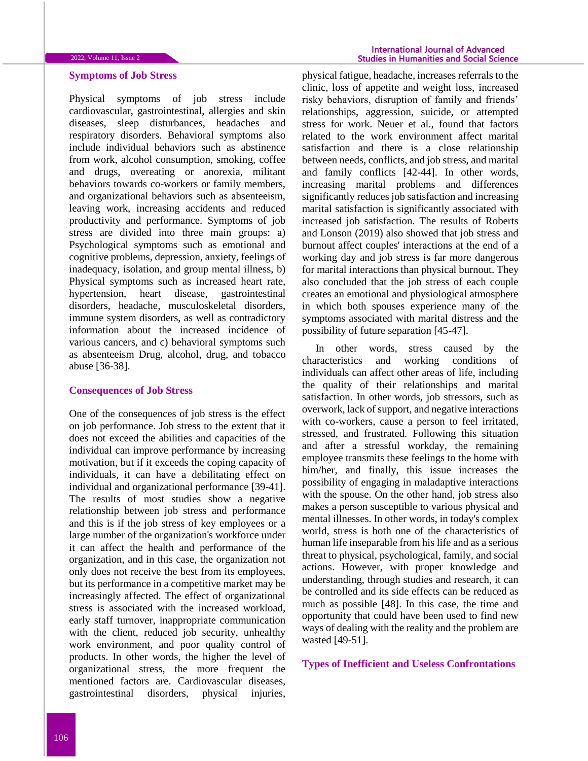## Symptoms of Job Stress

Physical symptoms of job stress include cardiovascular, gastrointestinal, allergies and skin diseases, sleep disturbances, headaches and respiratory disorders. Behavioral symptoms also include individual behaviors such as abstinence from work, alcohol consumption, smoking, coffee and drugs, overeating or anorexia, militant behaviors towards co-workers or family members, and organizational behaviors such as absenteeism, leaving work, increasing accidents and reduced productivity and performance. Symptoms of job stress are divided into three main groups: a) Psychological symptoms such as emotional and cognitive problems, depression, anxiety, feelings of inadequacy, isolation, and group mental illness, b) Physical symptoms such as increased heart rate, hypertension, heart disease, gastrointestinal disorders, headache, musculoskeletal disorders, immune system disorders, as well as contradictory information about the increased incidence of various cancers, and c) behavioral symptoms such as absenteeism Drug, alcohol, drug, and tobacco abuse [36-38].

## Consequences of Job Stress

One of the consequences of job stress is the effect on job performance. Job stress to the extent that it does not exceed the abilities and capacities of the individual can improve performance by increasing motivation, but if it exceeds the coping capacity of individuals, it can have a debilitating effect on individual and organizational performance [39-41]. The results of most studies show a negative relationship between job stress and performance and this is if the job stress of key employees or a large number of the organization's workforce under it can affect the health and performance of the organization, and in this case, the organization not only does not receive the best from its employees, but its performance in a competitive market may be increasingly affected. The effect of organizational stress is associated with the increased workload, early staff turnover, inappropriate communication with the client, reduced job security, unhealthy work environment, and poor quality control of products. In other words, the higher the level of organizational stress, the more frequent the mentioned factors are. Cardiovascular diseases, gastrointestinal disorders, physical injuries, physical fatigue, headache, increases referrals to the clinic, loss of appetite and weight loss, increased risky behaviors, disruption of family and friends' relationships, aggression, suicide, or attempted stress for work. Neuer et al., found that factors related to the work environment affect marital satisfaction and there is a close relationship between needs, conflicts, and job stress, and marital and family conflicts [42-44]. In other words, increasing marital problems and differences significantly reduces job satisfaction and increasing marital satisfaction is significantly associated with increased job satisfaction. The results of Roberts and Lonson (2019) also showed that job stress and burnout affect couples' interactions at the end of a working day and job stress is far more dangerous for marital interactions than physical burnout. They also concluded that the job stress of each couple creates an emotional and physiological atmosphere in which both spouses experience many of the symptoms associated with marital distress and the possibility of future separation [45-47].

In other words, stress caused by the characteristics and working conditions of individuals can affect other areas of life, including the quality of their relationships and marital satisfaction. In other words, job stressors, such as overwork, lack of support, and negative interactions with co-workers, cause a person to feel irritated, stressed, and frustrated. Following this situation and after a stressful workday, the remaining employee transmits these feelings to the home with him/her, and finally, this issue increases the possibility of engaging in maladaptive interactions with the spouse. On the other hand, job stress also makes a person susceptible to various physical and mental illnesses. In other words, in today's complex world, stress is both one of the characteristics of human life inseparable from his life and as a serious threat to physical, psychological, family, and social actions. However, with proper knowledge and understanding, through studies and research, it can be controlled and its side effects can be reduced as much as possible [48]. In this case, the time and opportunity that could have been used to find new ways of dealing with the reality and the problem are wasted [49-51].

## Types of Inefficient and Useless Confrontations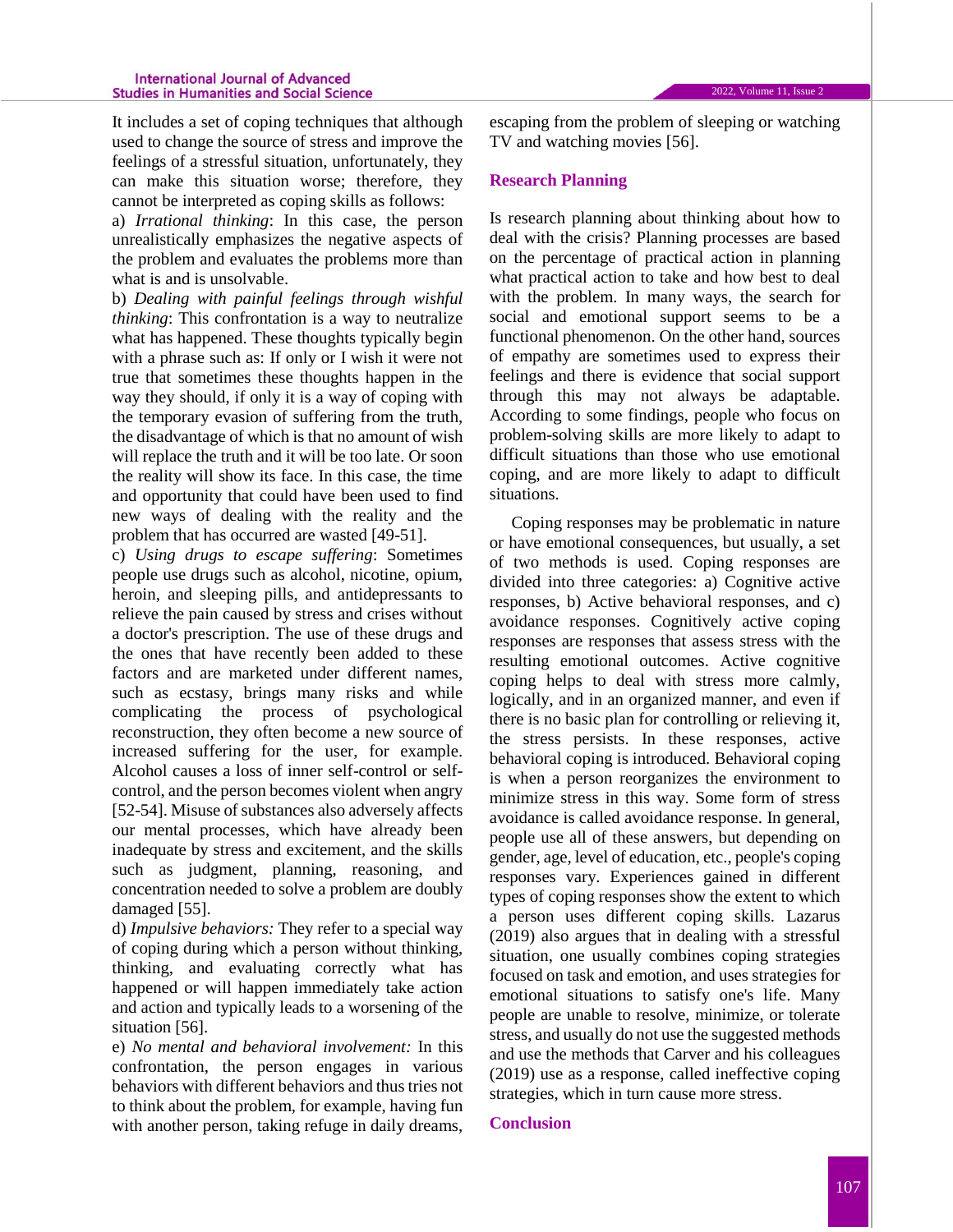It includes a set of coping techniques that although used to change the source of stress and improve the feelings of a stressful situation, unfortunately, they can make this situation worse; therefore, they cannot be interpreted as coping skills as follows:

a) *Irrational thinking*: In this case, the person unrealistically emphasizes the negative aspects of the problem and evaluates the problems more than what is and is unsolvable.

b) *Dealing with painful feelings through wishful thinking*: This confrontation is a way to neutralize what has happened. These thoughts typically begin with a phrase such as: If only or I wish it were not true that sometimes these thoughts happen in the way they should, if only it is a way of coping with the temporary evasion of suffering from the truth, the disadvantage of which is that no amount of wish will replace the truth and it will be too late. Or soon the reality will show its face. In this case, the time and opportunity that could have been used to find new ways of dealing with the reality and the problem that has occurred are wasted [49-51].

c) *Using drugs to escape suffering*: Sometimes people use drugs such as alcohol, nicotine, opium, heroin, and sleeping pills, and antidepressants to relieve the pain caused by stress and crises without a doctor's prescription. The use of these drugs and the ones that have recently been added to these factors and are marketed under different names, such as ecstasy, brings many risks and while complicating the process of psychological reconstruction, they often become a new source of increased suffering for the user, for example. Alcohol causes a loss of inner self-control or self-control, and the person becomes violent when angry [52-54]. Misuse of substances also adversely affects our mental processes, which have already been inadequate by stress and excitement, and the skills such as judgment, planning, reasoning, and concentration needed to solve a problem are doubly damaged [55].

d) *Impulsive behaviors:* They refer to a special way of coping during which a person without thinking, thinking, and evaluating correctly what has happened or will happen immediately take action and action and typically leads to a worsening of the situation [56].

e) *No mental and behavioral involvement:* In this confrontation, the person engages in various behaviors with different behaviors and thus tries not to think about the problem, for example, having fun with another person, taking refuge in daily dreams, escaping from the problem of sleeping or watching TV and watching movies [56].

## Research Planning

Is research planning about thinking about how to deal with the crisis? Planning processes are based on the percentage of practical action in planning what practical action to take and how best to deal with the problem. In many ways, the search for social and emotional support seems to be a functional phenomenon. On the other hand, sources of empathy are sometimes used to express their feelings and there is evidence that social support through this may not always be adaptable. According to some findings, people who focus on problem-solving skills are more likely to adapt to difficult situations than those who use emotional coping, and are more likely to adapt to difficult situations.

Coping responses may be problematic in nature or have emotional consequences, but usually, a set of two methods is used. Coping responses are divided into three categories: a) Cognitive active responses, b) Active behavioral responses, and c) avoidance responses. Cognitively active coping responses are responses that assess stress with the resulting emotional outcomes. Active cognitive coping helps to deal with stress more calmly, logically, and in an organized manner, and even if there is no basic plan for controlling or relieving it, the stress persists. In these responses, active behavioral coping is introduced. Behavioral coping is when a person reorganizes the environment to minimize stress in this way. Some form of stress avoidance is called avoidance response. In general, people use all of these answers, but depending on gender, age, level of education, etc., people's coping responses vary. Experiences gained in different types of coping responses show the extent to which a person uses different coping skills. Lazarus (2019) also argues that in dealing with a stressful situation, one usually combines coping strategies focused on task and emotion, and uses strategies for emotional situations to satisfy one's life. Many people are unable to resolve, minimize, or tolerate stress, and usually do not use the suggested methods and use the methods that Carver and his colleagues (2019) use as a response, called ineffective coping strategies, which in turn cause more stress.

## Conclusion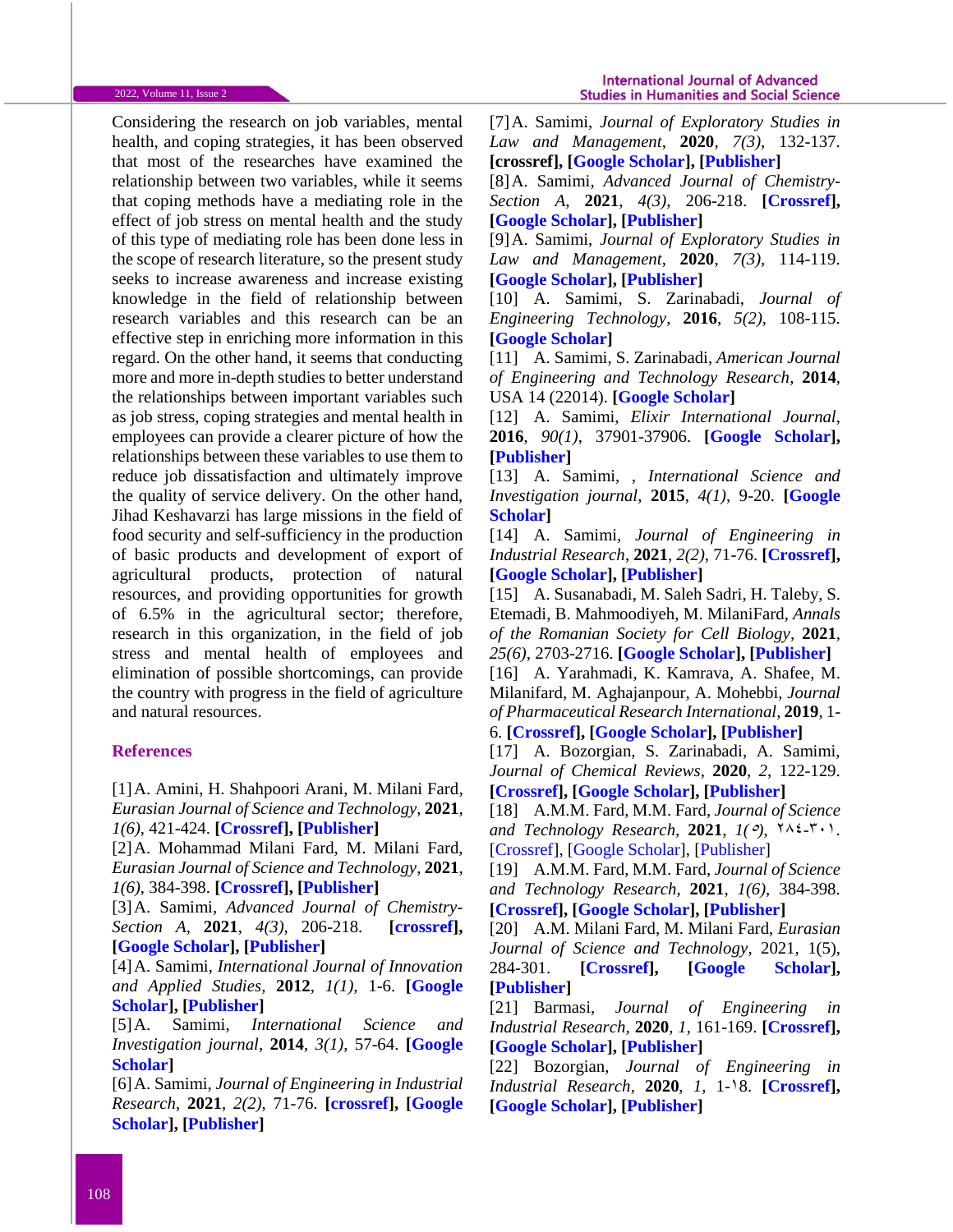Considering the research on job variables, mental health, and coping strategies, it has been observed that most of the researches have examined the relationship between two variables, while it seems that coping methods have a mediating role in the effect of job stress on mental health and the study of this type of mediating role has been done less in the scope of research literature, so the present study seeks to increase awareness and increase existing knowledge in the field of relationship between research variables and this research can be an effective step in enriching more information in this regard. On the other hand, it seems that conducting more and more in-depth studies to better understand the relationships between important variables such as job stress, coping strategies and mental health in employees can provide a clearer picture of how the relationships between these variables to use them to reduce job dissatisfaction and ultimately improve the quality of service delivery. On the other hand, Jihad Keshavarzi has large missions in the field of food security and self-sufficiency in the production of basic products and development of export of agricultural products, protection of natural resources, and providing opportunities for growth of 6.5% in the agricultural sector; therefore, research in this organization, in the field of job stress and mental health of employees and elimination of possible shortcomings, can provide the country with progress in the field of agriculture and natural resources.

## References

[1] A. Amini, H. Shahpoori Arani, M. Milani Fard, *Eurasian Journal of Science and Technology*, **2021**, *1(6)*, 421-424. **[Crossref], [Publisher]**

[2] A. Mohammad Milani Fard, M. Milani Fard, *Eurasian Journal of Science and Technology*, **2021**, *1(6)*, 384-398. **[Crossref], [Publisher]**

[3] A. Samimi, *Advanced Journal of Chemistry-Section A*, **2021**, *4(3)*, 206-218. **[crossref], [Google Scholar], [Publisher]**

[4] A. Samimi, *International Journal of Innovation and Applied Studies*, **2012**, *1(1)*, 1-6. **[Google Scholar], [Publisher]**

[5] A. Samimi, *International Science and Investigation journal*, **2014**, *3(1)*, 57-64. **[Google Scholar]**

[6] A. Samimi, *Journal of Engineering in Industrial Research*, **2021**, *2(2)*, 71-76. **[crossref], [Google Scholar], [Publisher]**

[7] A. Samimi, *Journal of Exploratory Studies in Law and Management*, **2020**, *7(3)*, 132-137. **[crossref], [Google Scholar], [Publisher]**

[8] A. Samimi, *Advanced Journal of Chemistry-Section A*, **2021**, *4(3)*, 206-218. **[Crossref], [Google Scholar], [Publisher]**

[9] A. Samimi, *Journal of Exploratory Studies in Law and Management*, **2020**, *7(3)*, 114-119. **[Google Scholar], [Publisher]**

[10] A. Samimi, S. Zarinabadi, *Journal of Engineering Technology*, **2016**, *5(2)*, 108-115. **[Google Scholar]**

[11] A. Samimi, S. Zarinabadi, *American Journal of Engineering and Technology Research*, **2014**, USA 14 (22014). **[Google Scholar]**

[12] A. Samimi, *Elixir International Journal*, **2016**, *90(1)*, 37901-37906. **[Google Scholar], [Publisher]**

[13] A. Samimi, , *International Science and Investigation journal*, **2015**, *4(1)*, 9-20. **[Google Scholar]**

[14] A. Samimi, *Journal of Engineering in Industrial Research*, **2021**, *2(2)*, 71-76. **[Crossref], [Google Scholar], [Publisher]**

[15] A. Susanabadi, M. Saleh Sadri, H. Taleby, S. Etemadi, B. Mahmoodiyeh, M. MilaniFard, *Annals of the Romanian Society for Cell Biology*, **2021**, *25(6)*, 2703-2716. **[Google Scholar], [Publisher]**

[16] A. Yarahmadi, K. Kamrava, A. Shafee, M. Milanifard, M. Aghajanpour, A. Mohebbi, *Journal of Pharmaceutical Research International*, **2019**, 1-6. **[Crossref], [Google Scholar], [Publisher]**

[17] A. Bozorgian, S. Zarinabadi, A. Samimi, *Journal of Chemical Reviews*, **2020**, *2*, 122-129. **[Crossref], [Google Scholar], [Publisher]**

[18] A.M.M. Fard, M.M. Fard, *Journal of Science and Technology Research*, **2021**, *1(٥)*, ٢٨٤-٣٠١. [Crossref], [Google Scholar], [Publisher]

[19] A.M.M. Fard, M.M. Fard, *Journal of Science and Technology Research*, **2021**, *1(6)*, 384-398. **[Crossref], [Google Scholar], [Publisher]**

[20] A.M. Milani Fard, M. Milani Fard, *Eurasian Journal of Science and Technology*, 2021, 1(5), 284-301. **[Crossref], [Google Scholar], [Publisher]**

[21] Barmasi, *Journal of Engineering in Industrial Research*, **2020**, *1*, 161-169. **[Crossref], [Google Scholar], [Publisher]**

[22] Bozorgian, *Journal of Engineering in Industrial Research*, **2020**, *1*, 1-١8. **[Crossref], [Google Scholar], [Publisher]**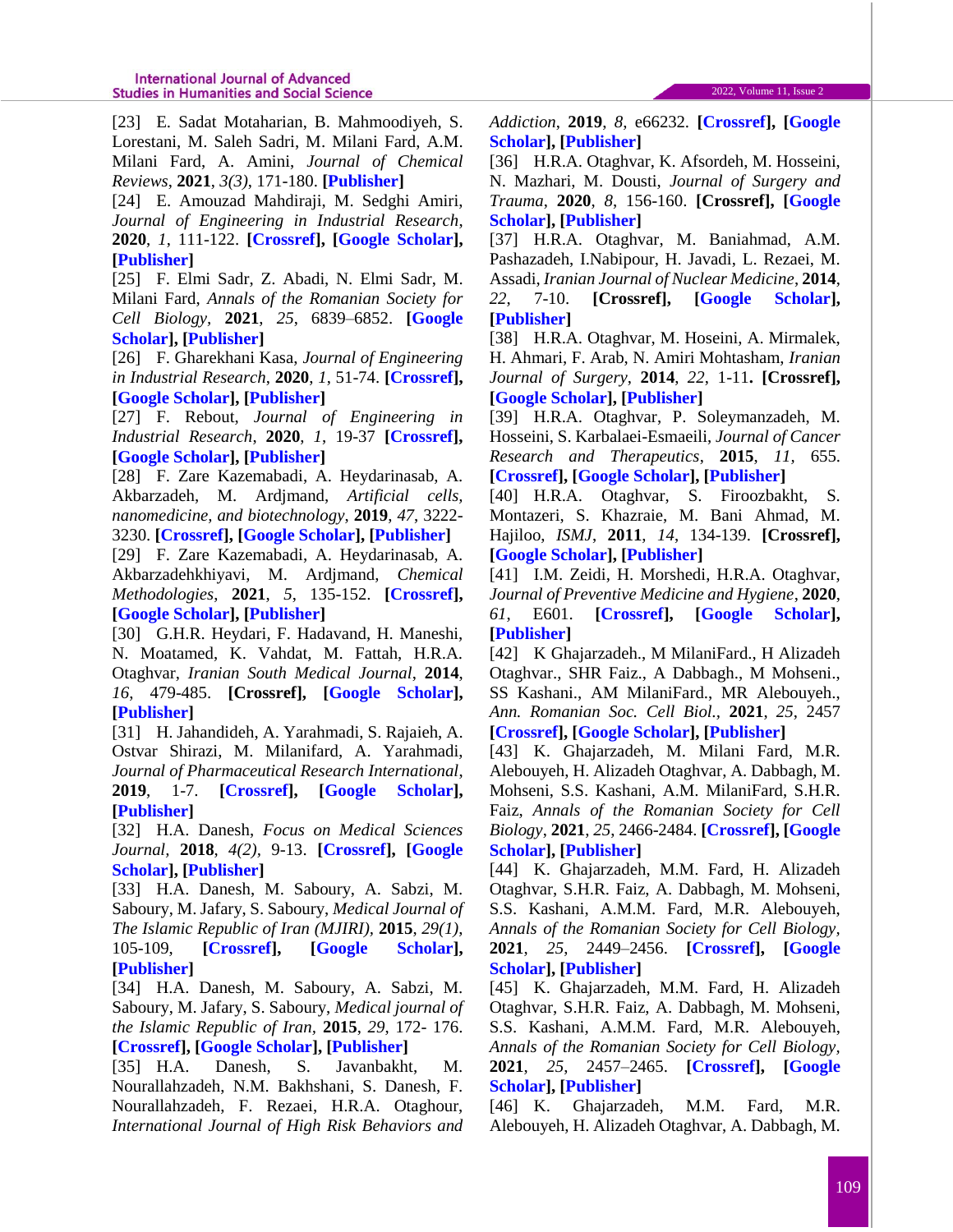[23] E. Sadat Motaharian, B. Mahmoodiyeh, S. Lorestani, M. Saleh Sadri, M. Milani Fard, A.M. Milani Fard, A. Amini, *Journal of Chemical Reviews*, **2021**, *3(3)*, 171-180. **[Publisher]**

[24] E. Amouzad Mahdiraji, M. Sedghi Amiri, *Journal of Engineering in Industrial Research*, **2020**, *1*, 111-122. **[Crossref], [Google Scholar], [Publisher]**

[25] F. Elmi Sadr, Z. Abadi, N. Elmi Sadr, M. Milani Fard, *Annals of the Romanian Society for Cell Biology*, **2021**, *25*, 6839–6852. **[Google Scholar], [Publisher]**

[26] F. Gharekhani Kasa, *Journal of Engineering in Industrial Research*, **2020**, *1*, 51-74. **[Crossref], [Google Scholar], [Publisher]**

[27] F. Rebout, *Journal of Engineering in Industrial Research*, **2020**, *1*, 19-37 **[Crossref], [Google Scholar], [Publisher]**

[28] F. Zare Kazemabadi, A. Heydarinasab, A. Akbarzadeh, M. Ardjmand, *Artificial cells, nanomedicine, and biotechnology*, **2019**, *47*, 3222-3230. **[Crossref], [Google Scholar], [Publisher]**

[29] F. Zare Kazemabadi, A. Heydarinasab, A. Akbarzadehkhiyavi, M. Ardjmand, *Chemical Methodologies*, **2021**, *5*, 135-152. **[Crossref], [Google Scholar], [Publisher]**

[30] G.H.R. Heydari, F. Hadavand, H. Maneshi, N. Moatamed, K. Vahdat, M. Fattah, H.R.A. Otaghvar, *Iranian South Medical Journal*, **2014**, *16*, 479-485. **[Crossref], [Google Scholar], [Publisher]**

[31] H. Jahandideh, A. Yarahmadi, S. Rajaieh, A. Ostvar Shirazi, M. Milanifard, A. Yarahmadi, *Journal of Pharmaceutical Research International*, **2019**, 1-7. **[Crossref], [Google Scholar], [Publisher]**

[32] H.A. Danesh, *Focus on Medical Sciences Journal*, **2018**, *4(2)*, 9-13. **[Crossref], [Google Scholar], [Publisher]**

[33] H.A. Danesh, M. Saboury, A. Sabzi, M. Saboury, M. Jafary, S. Saboury, *Medical Journal of The Islamic Republic of Iran (MJIRI)*, **2015**, *29(1)*, 105-109, **[Crossref], [Google Scholar], [Publisher]**

[34] H.A. Danesh, M. Saboury, A. Sabzi, M. Saboury, M. Jafary, S. Saboury, *Medical journal of the Islamic Republic of Iran*, **2015**, *29*, 172- 176. **[Crossref], [Google Scholar], [Publisher]**

[35] H.A. Danesh, S. Javanbakht, M. Nourallahzadeh, N.M. Bakhshani, S. Danesh, F. Nourallahzadeh, F. Rezaei, H.R.A. Otaghour, *International Journal of High Risk Behaviors and Addiction*, **2019**, *8*, e66232. **[Crossref], [Google Scholar], [Publisher]**

[36] H.R.A. Otaghvar, K. Afsordeh, M. Hosseini, N. Mazhari, M. Dousti, *Journal of Surgery and Trauma*, **2020**, *8*, 156-160. **[Crossref], [Google Scholar], [Publisher]**

[37] H.R.A. Otaghvar, M. Baniahmad, A.M. Pashazadeh, I.Nabipour, H. Javadi, L. Rezaei, M. Assadi, *Iranian Journal of Nuclear Medicine*, **2014**, *22*, 7-10. **[Crossref], [Google Scholar], [Publisher]**

[38] H.R.A. Otaghvar, M. Hoseini, A. Mirmalek, H. Ahmari, F. Arab, N. Amiri Mohtasham, *Iranian Journal of Surgery*, **2014**, *22*, 1-11. **[Crossref], [Google Scholar], [Publisher]**

[39] H.R.A. Otaghvar, P. Soleymanzadeh, M. Hosseini, S. Karbalaei-Esmaeili, *Journal of Cancer Research and Therapeutics*, **2015**, *11*, 655. **[Crossref], [Google Scholar], [Publisher]**

[40] H.R.A. Otaghvar, S. Firoozbakht, S. Montazeri, S. Khazraie, M. Bani Ahmad, M. Hajiloo, *ISMJ*, **2011**, *14*, 134-139. **[Crossref], [Google Scholar], [Publisher]**

[41] I.M. Zeidi, H. Morshedi, H.R.A. Otaghvar, *Journal of Preventive Medicine and Hygiene*, **2020**, *61*, E601. **[Crossref], [Google Scholar], [Publisher]**

[42] K Ghajarzadeh., M MilaniFard., H Alizadeh Otaghvar., SHR Faiz., A Dabbagh., M Mohseni., SS Kashani., AM MilaniFard., MR Alebouyeh., *Ann. Romanian Soc. Cell Biol.*, **2021**, *25*, 2457 **[Crossref], [Google Scholar], [Publisher]**

[43] K. Ghajarzadeh, M. Milani Fard, M.R. Alebouyeh, H. Alizadeh Otaghvar, A. Dabbagh, M. Mohseni, S.S. Kashani, A.M. MilaniFard, S.H.R. Faiz, *Annals of the Romanian Society for Cell Biology*, **2021**, *25*, 2466-2484. **[Crossref], [Google Scholar], [Publisher]**

[44] K. Ghajarzadeh, M.M. Fard, H. Alizadeh Otaghvar, S.H.R. Faiz, A. Dabbagh, M. Mohseni, S.S. Kashani, A.M.M. Fard, M.R. Alebouyeh, *Annals of the Romanian Society for Cell Biology*, **2021**, *25*, 2449–2456. **[Crossref], [Google Scholar], [Publisher]**

[45] K. Ghajarzadeh, M.M. Fard, H. Alizadeh Otaghvar, S.H.R. Faiz, A. Dabbagh, M. Mohseni, S.S. Kashani, A.M.M. Fard, M.R. Alebouyeh, *Annals of the Romanian Society for Cell Biology*, **2021**, *25*, 2457–2465. **[Crossref], [Google Scholar], [Publisher]**

[46] K. Ghajarzadeh, M.M. Fard, M.R. Alebouyeh, H. Alizadeh Otaghvar, A. Dabbagh, M.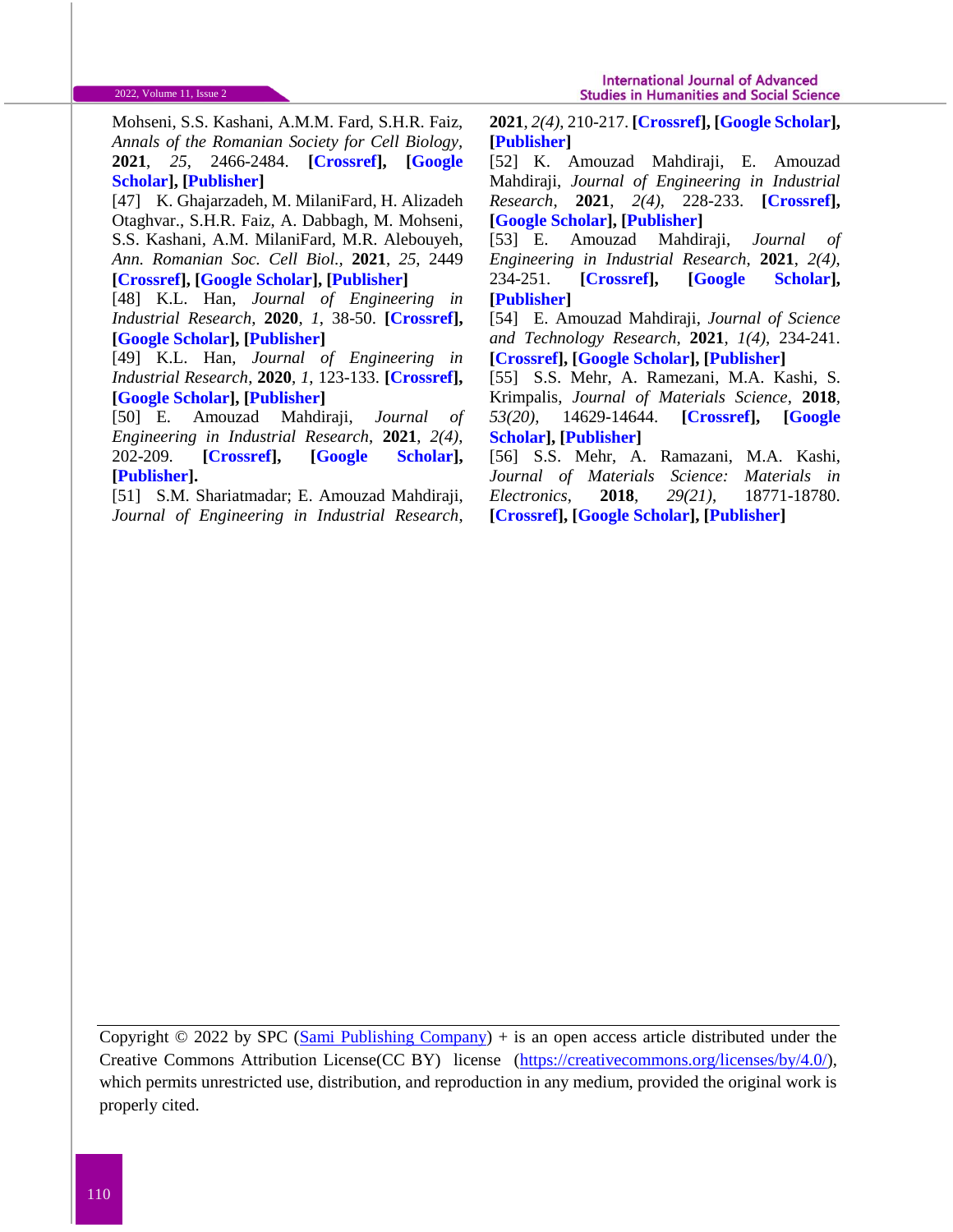Mohseni, S.S. Kashani, A.M.M. Fard, S.H.R. Faiz, *Annals of the Romanian Society for Cell Biology*, **2021**, *25*, 2466-2484. **[Crossref], [Google Scholar], [Publisher]**

[47] K. Ghajarzadeh, M. MilaniFard, H. Alizadeh Otaghvar., S.H.R. Faiz, A. Dabbagh, M. Mohseni, S.S. Kashani, A.M. MilaniFard, M.R. Alebouyeh, *Ann. Romanian Soc. Cell Biol.*, **2021**, *25*, 2449 **[Crossref], [Google Scholar], [Publisher]**

[48] K.L. Han, *Journal of Engineering in Industrial Research*, **2020**, *1*, 38-50. **[Crossref], [Google Scholar], [Publisher]**

[49] K.L. Han, *Journal of Engineering in Industrial Research*, **2020**, *1*, 123-133. **[Crossref], [Google Scholar], [Publisher]**

[50] E. Amouzad Mahdiraji, *Journal of Engineering in Industrial Research*, **2021**, *2(4)*, 202-209. **[Crossref], [Google Scholar], [Publisher]**.

[51] S.M. Shariatmadar; E. Amouzad Mahdiraji, *Journal of Engineering in Industrial Research*, **2021**, *2(4)*, 210-217. **[Crossref], [Google Scholar], [Publisher]**

[52] K. Amouzad Mahdiraji, E. Amouzad Mahdiraji, *Journal of Engineering in Industrial Research*, **2021**, *2(4)*, 228-233. **[Crossref], [Google Scholar], [Publisher]**

[53] E. Amouzad Mahdiraji, *Journal of Engineering in Industrial Research*, **2021**, *2(4)*, 234-251. **[Crossref], [Google Scholar], [Publisher]**

[54] E. Amouzad Mahdiraji, *Journal of Science and Technology Research*, **2021**, *1(4)*, 234-241. **[Crossref], [Google Scholar], [Publisher]**

[55] S.S. Mehr, A. Ramezani, M.A. Kashi, S. Krimpalis, *Journal of Materials Science*, **2018**, *53(20)*, 14629-14644. **[Crossref], [Google Scholar], [Publisher]**

[56] S.S. Mehr, A. Ramazani, M.A. Kashi, *Journal of Materials Science: Materials in Electronics*, **2018**, *29(21)*, 18771-18780. **[Crossref], [Google Scholar], [Publisher]**

---

Copyright © 2022 by SPC (Sami Publishing Company) + is an open access article distributed under the Creative Commons Attribution License(CC BY) license (https://creativecommons.org/licenses/by/4.0/), which permits unrestricted use, distribution, and reproduction in any medium, provided the original work is properly cited.